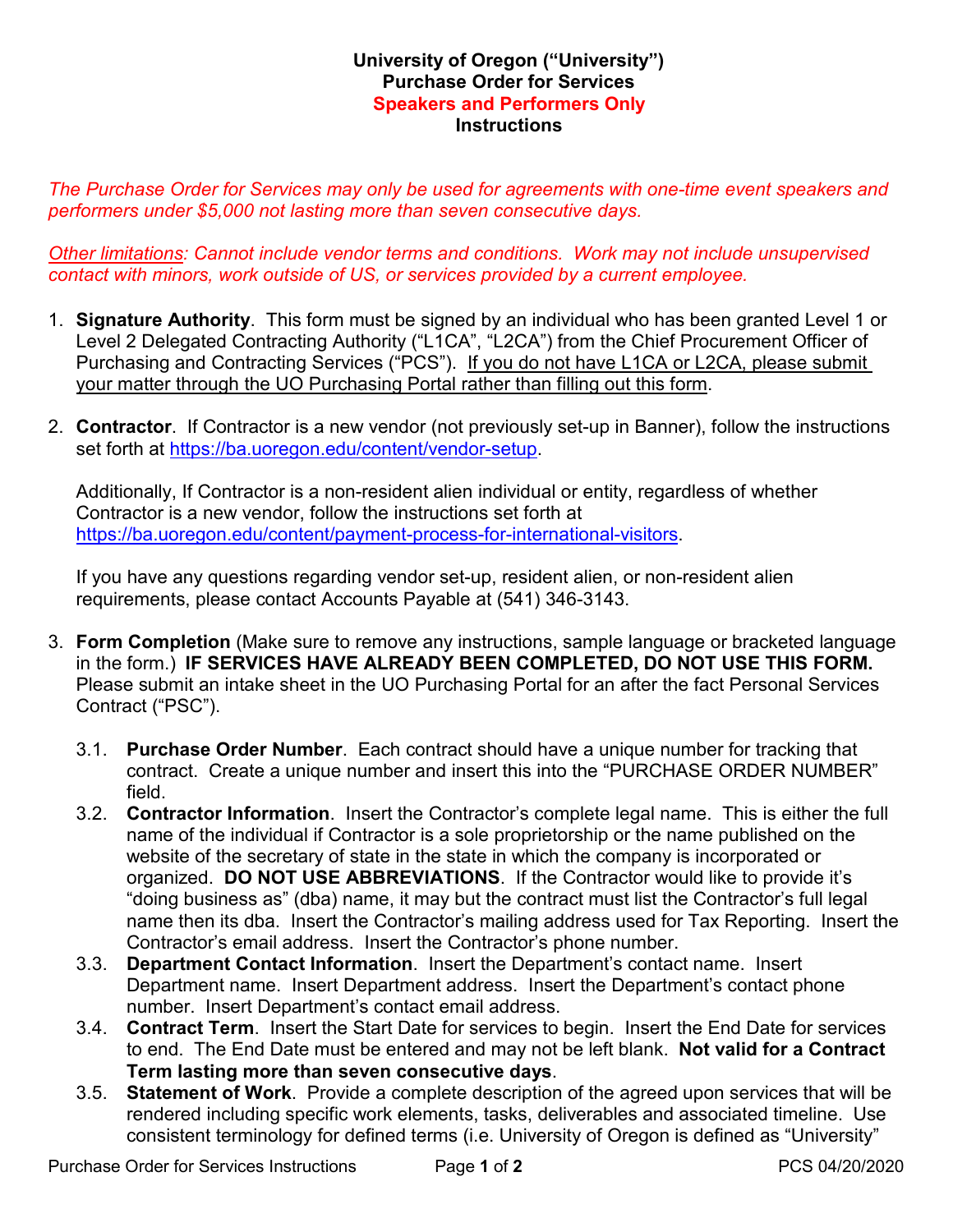**University of Oregon ("University")**
**Purchase Order for Services**
**Speakers and Performers Only**
**Instructions**

*The Purchase Order for Services may only be used for agreements with one-time event speakers and performers under $5,000 not lasting more than seven consecutive days.*

*Other limitations: Cannot include vendor terms and conditions. Work may not include unsupervised contact with minors, work outside of US, or services provided by a current employee.*

1. **Signature Authority**. This form must be signed by an individual who has been granted Level 1 or Level 2 Delegated Contracting Authority ("L1CA", "L2CA") from the Chief Procurement Officer of Purchasing and Contracting Services ("PCS"). If you do not have L1CA or L2CA, please submit your matter through the UO Purchasing Portal rather than filling out this form.

2. **Contractor**. If Contractor is a new vendor (not previously set-up in Banner), follow the instructions set forth at https://ba.uoregon.edu/content/vendor-setup.

   Additionally, If Contractor is a non-resident alien individual or entity, regardless of whether Contractor is a new vendor, follow the instructions set forth at https://ba.uoregon.edu/content/payment-process-for-international-visitors.

   If you have any questions regarding vendor set-up, resident alien, or non-resident alien requirements, please contact Accounts Payable at (541) 346-3143.

3. **Form Completion** (Make sure to remove any instructions, sample language or bracketed language in the form.) **IF SERVICES HAVE ALREADY BEEN COMPLETED, DO NOT USE THIS FORM.** Please submit an intake sheet in the UO Purchasing Portal for an after the fact Personal Services Contract ("PSC").

   3.1. **Purchase Order Number**. Each contract should have a unique number for tracking that contract. Create a unique number and insert this into the "PURCHASE ORDER NUMBER" field.

   3.2. **Contractor Information**. Insert the Contractor's complete legal name. This is either the full name of the individual if Contractor is a sole proprietorship or the name published on the website of the secretary of state in the state in which the company is incorporated or organized. **DO NOT USE ABBREVIATIONS**. If the Contractor would like to provide it's "doing business as" (dba) name, it may but the contract must list the Contractor's full legal name then its dba. Insert the Contractor's mailing address used for Tax Reporting. Insert the Contractor's email address. Insert the Contractor's phone number.

   3.3. **Department Contact Information**. Insert the Department's contact name. Insert Department name. Insert Department address. Insert the Department's contact phone number. Insert Department's contact email address.

   3.4. **Contract Term**. Insert the Start Date for services to begin. Insert the End Date for services to end. The End Date must be entered and may not be left blank. **Not valid for a Contract Term lasting more than seven consecutive days**.

   3.5. **Statement of Work**. Provide a complete description of the agreed upon services that will be rendered including specific work elements, tasks, deliverables and associated timeline. Use consistent terminology for defined terms (i.e. University of Oregon is defined as "University"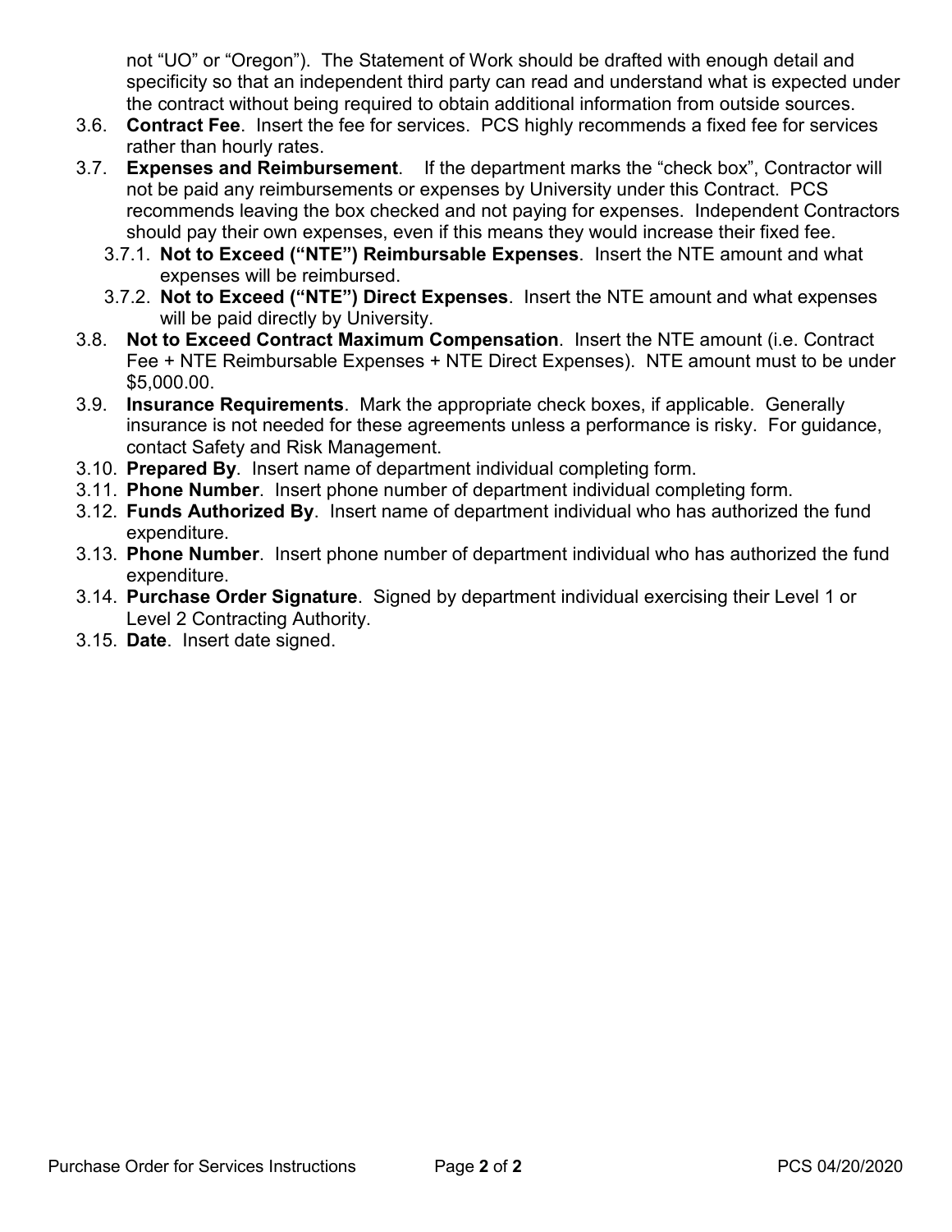not "UO" or "Oregon"). The Statement of Work should be drafted with enough detail and specificity so that an independent third party can read and understand what is expected under the contract without being required to obtain additional information from outside sources.

3.6. **Contract Fee**. Insert the fee for services. PCS highly recommends a fixed fee for services rather than hourly rates.

3.7. **Expenses and Reimbursement**. If the department marks the "check box", Contractor will not be paid any reimbursements or expenses by University under this Contract. PCS recommends leaving the box checked and not paying for expenses. Independent Contractors should pay their own expenses, even if this means they would increase their fixed fee.

   3.7.1. **Not to Exceed ("NTE") Reimbursable Expenses**. Insert the NTE amount and what expenses will be reimbursed.

   3.7.2. **Not to Exceed ("NTE") Direct Expenses**. Insert the NTE amount and what expenses will be paid directly by University.

3.8. **Not to Exceed Contract Maximum Compensation**. Insert the NTE amount (i.e. Contract Fee + NTE Reimbursable Expenses + NTE Direct Expenses). NTE amount must to be under $5,000.00.

3.9. **Insurance Requirements**. Mark the appropriate check boxes, if applicable. Generally insurance is not needed for these agreements unless a performance is risky. For guidance, contact Safety and Risk Management.

3.10. **Prepared By**. Insert name of department individual completing form.

3.11. **Phone Number**. Insert phone number of department individual completing form.

3.12. **Funds Authorized By**. Insert name of department individual who has authorized the fund expenditure.

3.13. **Phone Number**. Insert phone number of department individual who has authorized the fund expenditure.

3.14. **Purchase Order Signature**. Signed by department individual exercising their Level 1 or Level 2 Contracting Authority.

3.15. **Date**. Insert date signed.